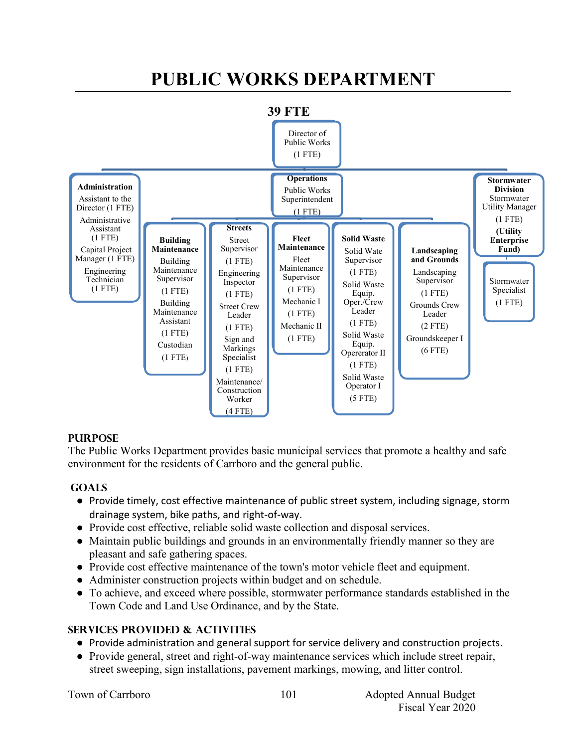# PUBLIC WORKS DEPARTMENT

**39 FTE**

Director of Public Works (1 FTE)

**Administration**
- Assistant to the Director (1 FTE)
- Administrative Assistant (1 FTE)
- Capital Project Manager (1 FTE)
- Engineering Technician (1 FTE)

**Operations**
- Public Works Superintendent (1 FTE)

**Building Maintenance**
- Building Maintenance Supervisor (1 FTE)
- Building Maintenance Assistant (1 FTE)
- Custodian (1 FTE)

**Streets**
- Street Supervisor (1 FTE)
- Engineering Inspector (1 FTE)
- Street Crew Leader (1 FTE)
- Sign and Markings Specialist (1 FTE)
- Maintenance/ Construction Worker (4 FTE)

**Fleet Maintenance**
- Fleet Maintenance Supervisor (1 FTE)
- Mechanic I (1 FTE)
- Mechanic II (1 FTE)

**Solid Waste**
- Solid Wate Supervisor (1 FTE)
- Solid Waste Equip. Oper./Crew Leader (1 FTE)
- Solid Waste Equip. Opererator II (1 FTE)
- Solid Waste Operator I (5 FTE)

**Landscaping and Grounds**
- Landscaping Supervisor (1 FTE)
- Grounds Crew Leader (2 FTE)
- Groundskeeper I (6 FTE)

**Stormwater Division**
- Stormwater Utility Manager (1 FTE) **(Utility Enterprise Fund)**
- Stormwater Specialist (1 FTE)

## PURPOSE

The Public Works Department provides basic municipal services that promote a healthy and safe environment for the residents of Carrboro and the general public.

## GOALS

- Provide timely, cost effective maintenance of public street system, including signage, storm drainage system, bike paths, and right-of-way.
- Provide cost effective, reliable solid waste collection and disposal services.
- Maintain public buildings and grounds in an environmentally friendly manner so they are pleasant and safe gathering spaces.
- Provide cost effective maintenance of the town's motor vehicle fleet and equipment.
- Administer construction projects within budget and on schedule.
- To achieve, and exceed where possible, stormwater performance standards established in the Town Code and Land Use Ordinance, and by the State.

## SERVICES PROVIDED & ACTIVITIES

- Provide administration and general support for service delivery and construction projects.
- Provide general, street and right-of-way maintenance services which include street repair, street sweeping, sign installations, pavement markings, mowing, and litter control.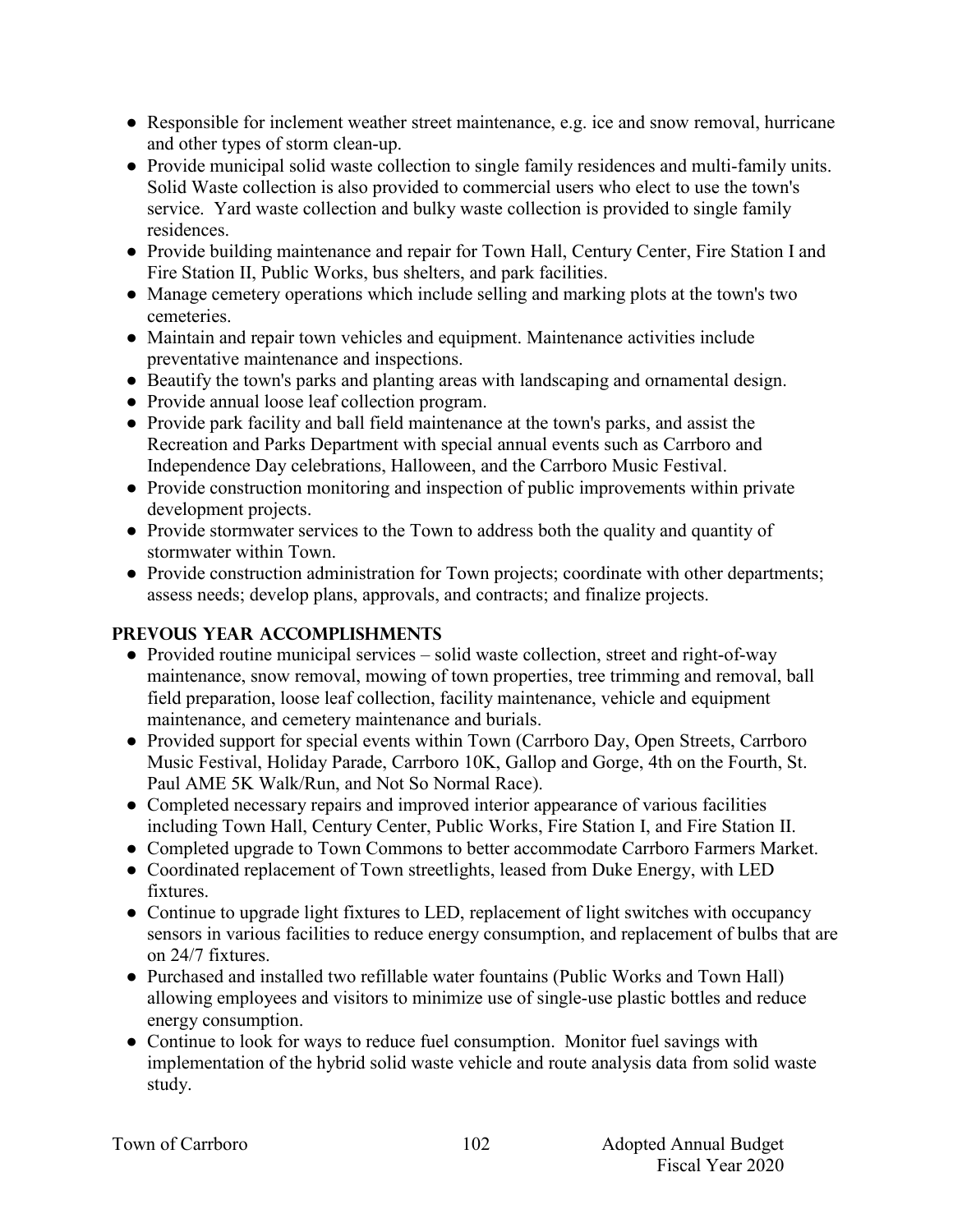- Responsible for inclement weather street maintenance, e.g. ice and snow removal, hurricane and other types of storm clean-up.
- Provide municipal solid waste collection to single family residences and multi-family units. Solid Waste collection is also provided to commercial users who elect to use the town's service. Yard waste collection and bulky waste collection is provided to single family residences.
- Provide building maintenance and repair for Town Hall, Century Center, Fire Station I and Fire Station II, Public Works, bus shelters, and park facilities.
- Manage cemetery operations which include selling and marking plots at the town's two cemeteries.
- Maintain and repair town vehicles and equipment. Maintenance activities include preventative maintenance and inspections.
- Beautify the town's parks and planting areas with landscaping and ornamental design.
- Provide annual loose leaf collection program.
- Provide park facility and ball field maintenance at the town's parks, and assist the Recreation and Parks Department with special annual events such as Carrboro and Independence Day celebrations, Halloween, and the Carrboro Music Festival.
- Provide construction monitoring and inspection of public improvements within private development projects.
- Provide stormwater services to the Town to address both the quality and quantity of stormwater within Town.
- Provide construction administration for Town projects; coordinate with other departments; assess needs; develop plans, approvals, and contracts; and finalize projects.

## PREVOUS YEAR ACCOMPLISHMENTS

- Provided routine municipal services – solid waste collection, street and right-of-way maintenance, snow removal, mowing of town properties, tree trimming and removal, ball field preparation, loose leaf collection, facility maintenance, vehicle and equipment maintenance, and cemetery maintenance and burials.
- Provided support for special events within Town (Carrboro Day, Open Streets, Carrboro Music Festival, Holiday Parade, Carrboro 10K, Gallop and Gorge, 4th on the Fourth, St. Paul AME 5K Walk/Run, and Not So Normal Race).
- Completed necessary repairs and improved interior appearance of various facilities including Town Hall, Century Center, Public Works, Fire Station I, and Fire Station II.
- Completed upgrade to Town Commons to better accommodate Carrboro Farmers Market.
- Coordinated replacement of Town streetlights, leased from Duke Energy, with LED fixtures.
- Continue to upgrade light fixtures to LED, replacement of light switches with occupancy sensors in various facilities to reduce energy consumption, and replacement of bulbs that are on 24/7 fixtures.
- Purchased and installed two refillable water fountains (Public Works and Town Hall) allowing employees and visitors to minimize use of single-use plastic bottles and reduce energy consumption.
- Continue to look for ways to reduce fuel consumption. Monitor fuel savings with implementation of the hybrid solid waste vehicle and route analysis data from solid waste study.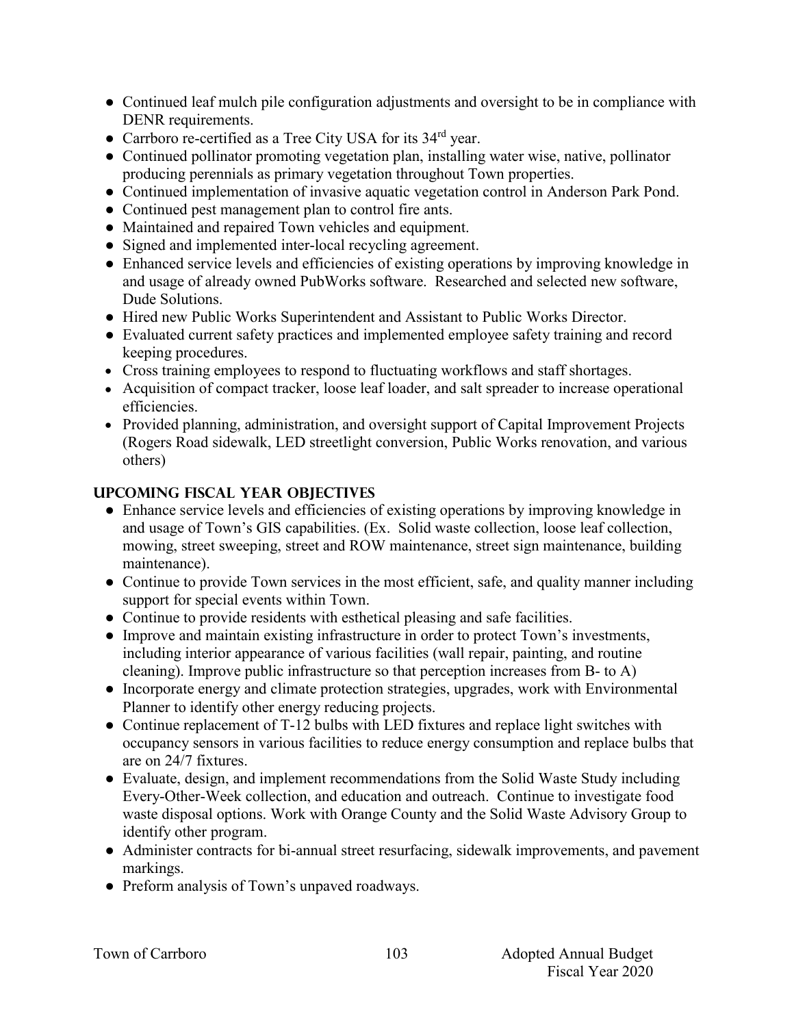- Continued leaf mulch pile configuration adjustments and oversight to be in compliance with DENR requirements.
- Carrboro re-certified as a Tree City USA for its 34rd year.
- Continued pollinator promoting vegetation plan, installing water wise, native, pollinator producing perennials as primary vegetation throughout Town properties.
- Continued implementation of invasive aquatic vegetation control in Anderson Park Pond.
- Continued pest management plan to control fire ants.
- Maintained and repaired Town vehicles and equipment.
- Signed and implemented inter-local recycling agreement.
- Enhanced service levels and efficiencies of existing operations by improving knowledge in and usage of already owned PubWorks software. Researched and selected new software, Dude Solutions.
- Hired new Public Works Superintendent and Assistant to Public Works Director.
- Evaluated current safety practices and implemented employee safety training and record keeping procedures.
- Cross training employees to respond to fluctuating workflows and staff shortages.
- Acquisition of compact tracker, loose leaf loader, and salt spreader to increase operational efficiencies.
- Provided planning, administration, and oversight support of Capital Improvement Projects (Rogers Road sidewalk, LED streetlight conversion, Public Works renovation, and various others)

## Upcoming Fiscal Year Objectives

- Enhance service levels and efficiencies of existing operations by improving knowledge in and usage of Town's GIS capabilities. (Ex. Solid waste collection, loose leaf collection, mowing, street sweeping, street and ROW maintenance, street sign maintenance, building maintenance).
- Continue to provide Town services in the most efficient, safe, and quality manner including support for special events within Town.
- Continue to provide residents with esthetical pleasing and safe facilities.
- Improve and maintain existing infrastructure in order to protect Town's investments, including interior appearance of various facilities (wall repair, painting, and routine cleaning). Improve public infrastructure so that perception increases from B- to A)
- Incorporate energy and climate protection strategies, upgrades, work with Environmental Planner to identify other energy reducing projects.
- Continue replacement of T-12 bulbs with LED fixtures and replace light switches with occupancy sensors in various facilities to reduce energy consumption and replace bulbs that are on 24/7 fixtures.
- Evaluate, design, and implement recommendations from the Solid Waste Study including Every-Other-Week collection, and education and outreach. Continue to investigate food waste disposal options. Work with Orange County and the Solid Waste Advisory Group to identify other program.
- Administer contracts for bi-annual street resurfacing, sidewalk improvements, and pavement markings.
- Preform analysis of Town's unpaved roadways.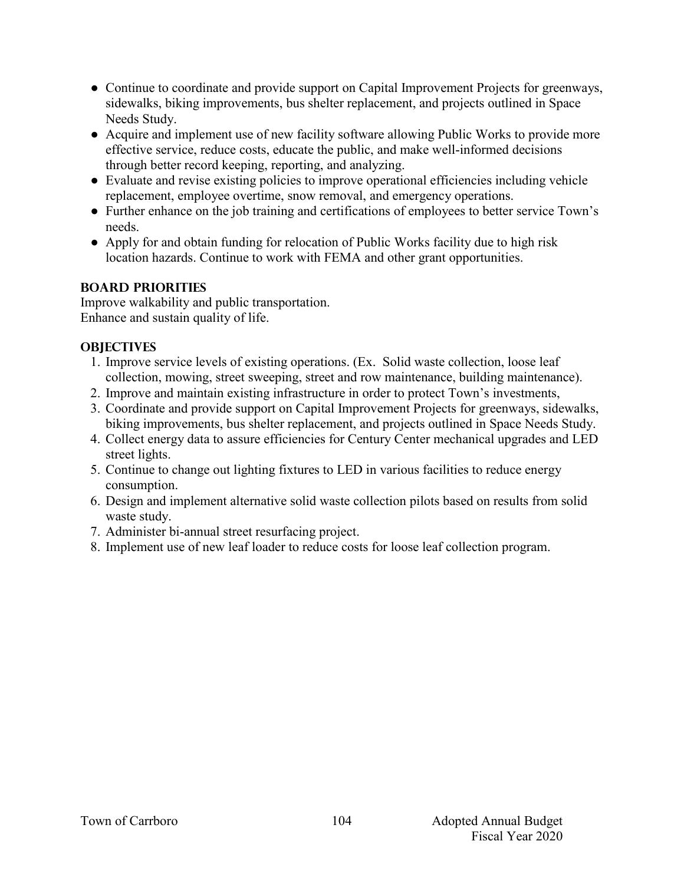- Continue to coordinate and provide support on Capital Improvement Projects for greenways, sidewalks, biking improvements, bus shelter replacement, and projects outlined in Space Needs Study.
- Acquire and implement use of new facility software allowing Public Works to provide more effective service, reduce costs, educate the public, and make well-informed decisions through better record keeping, reporting, and analyzing.
- Evaluate and revise existing policies to improve operational efficiencies including vehicle replacement, employee overtime, snow removal, and emergency operations.
- Further enhance on the job training and certifications of employees to better service Town's needs.
- Apply for and obtain funding for relocation of Public Works facility due to high risk location hazards. Continue to work with FEMA and other grant opportunities.

### BOARD PRIORITIES

Improve walkability and public transportation.
Enhance and sustain quality of life.

### OBJECTIVES

1. Improve service levels of existing operations. (Ex. Solid waste collection, loose leaf collection, mowing, street sweeping, street and row maintenance, building maintenance).
2. Improve and maintain existing infrastructure in order to protect Town's investments,
3. Coordinate and provide support on Capital Improvement Projects for greenways, sidewalks, biking improvements, bus shelter replacement, and projects outlined in Space Needs Study.
4. Collect energy data to assure efficiencies for Century Center mechanical upgrades and LED street lights.
5. Continue to change out lighting fixtures to LED in various facilities to reduce energy consumption.
6. Design and implement alternative solid waste collection pilots based on results from solid waste study.
7. Administer bi-annual street resurfacing project.
8. Implement use of new leaf loader to reduce costs for loose leaf collection program.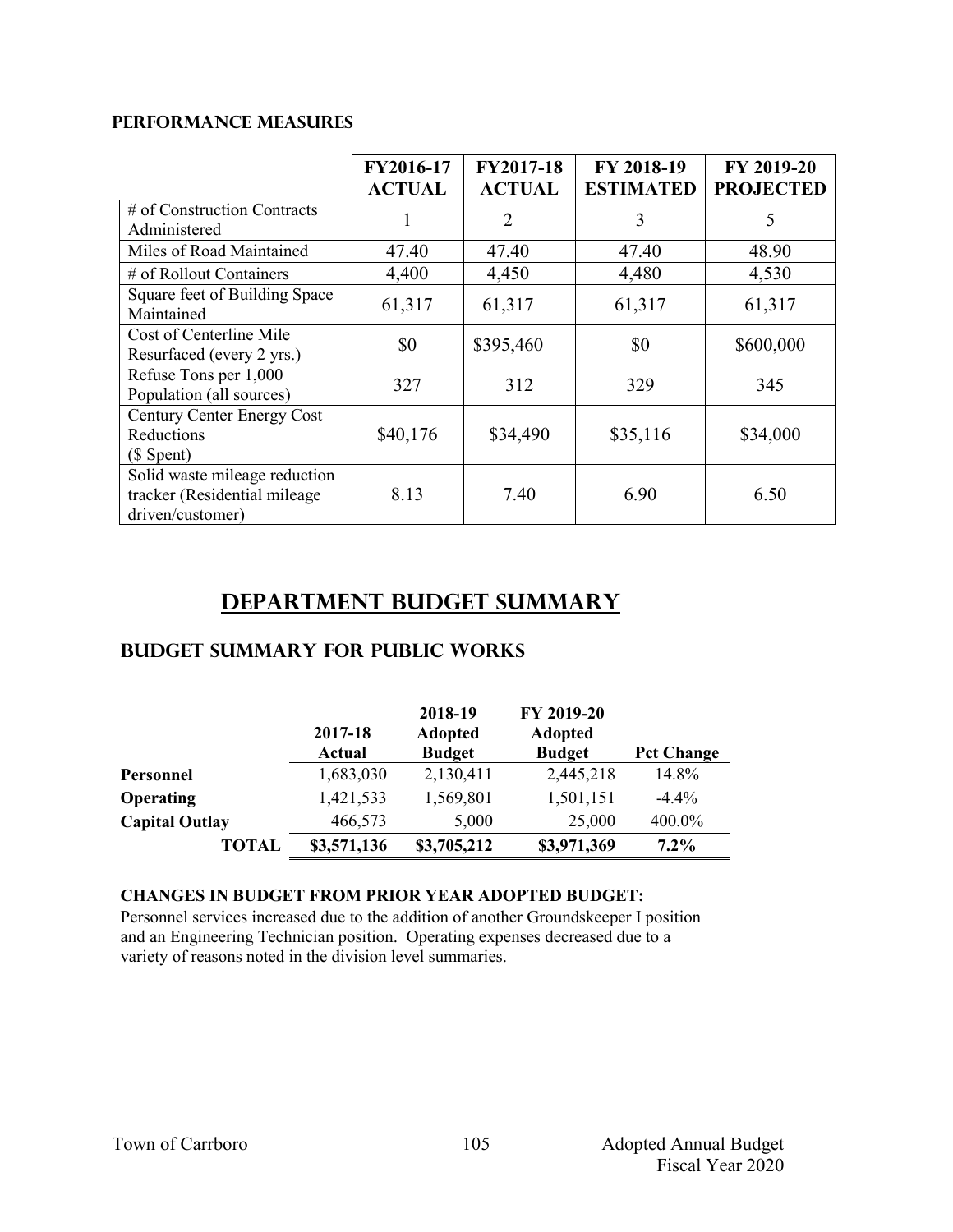## PERFORMANCE MEASURES

| | FY2016-17 ACTUAL | FY2017-18 ACTUAL | FY 2018-19 ESTIMATED | FY 2019-20 PROJECTED |
|---|---|---|---|---|
| # of Construction Contracts Administered | 1 | 2 | 3 | 5 |
| Miles of Road Maintained | 47.40 | 47.40 | 47.40 | 48.90 |
| # of Rollout Containers | 4,400 | 4,450 | 4,480 | 4,530 |
| Square feet of Building Space Maintained | 61,317 | 61,317 | 61,317 | 61,317 |
| Cost of Centerline Mile Resurfaced (every 2 yrs.) | $0 | $395,460 | $0 | $600,000 |
| Refuse Tons per 1,000 Population (all sources) | 327 | 312 | 329 | 345 |
| Century Center Energy Cost Reductions ($ Spent) | $40,176 | $34,490 | $35,116 | $34,000 |
| Solid waste mileage reduction tracker (Residential mileage driven/customer) | 8.13 | 7.40 | 6.90 | 6.50 |

# DEPARTMENT BUDGET SUMMARY

## BUDGET SUMMARY FOR PUBLIC WORKS

| | 2017-18 Actual | 2018-19 Adopted Budget | FY 2019-20 Adopted Budget | Pct Change |
|---|---|---|---|---|
| **Personnel** | 1,683,030 | 2,130,411 | 2,445,218 | 14.8% |
| **Operating** | 1,421,533 | 1,569,801 | 1,501,151 | -4.4% |
| **Capital Outlay** | 466,573 | 5,000 | 25,000 | 400.0% |
| **TOTAL** | **$3,571,136** | **$3,705,212** | **$3,971,369** | **7.2%** |

**CHANGES IN BUDGET FROM PRIOR YEAR ADOPTED BUDGET:**
Personnel services increased due to the addition of another Groundskeeper I position and an Engineering Technician position. Operating expenses decreased due to a variety of reasons noted in the division level summaries.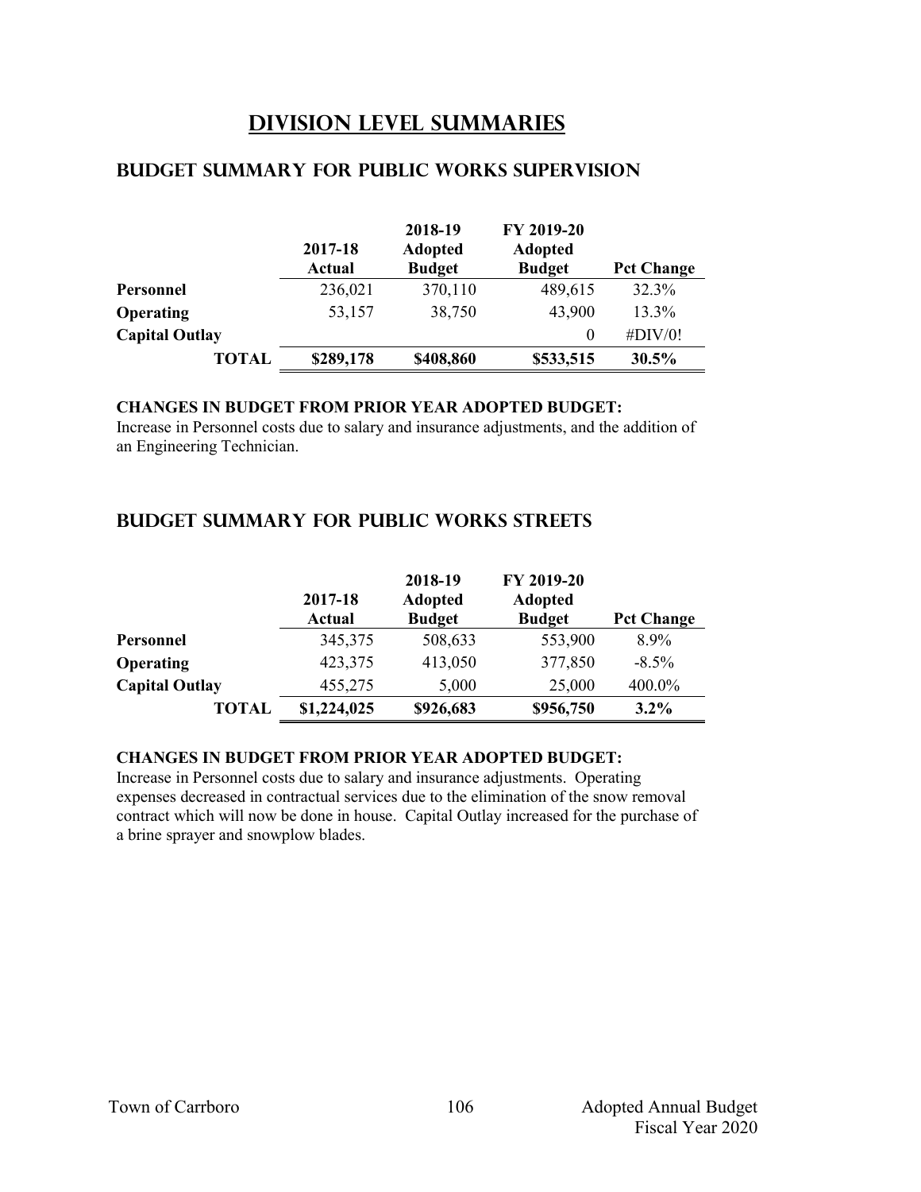# DIVISION LEVEL SUMMARIES

## BUDGET SUMMARY FOR PUBLIC WORKS SUPERVISION

| | 2017-18 Actual | 2018-19 Adopted Budget | FY 2019-20 Adopted Budget | Pct Change |
|---|---|---|---|---|
| **Personnel** | 236,021 | 370,110 | 489,615 | 32.3% |
| **Operating** | 53,157 | 38,750 | 43,900 | 13.3% |
| **Capital Outlay** | | | 0 | #DIV/0! |
| **TOTAL** | **$289,178** | **$408,860** | **$533,515** | **30.5%** |

**CHANGES IN BUDGET FROM PRIOR YEAR ADOPTED BUDGET:**
Increase in Personnel costs due to salary and insurance adjustments, and the addition of an Engineering Technician.

## BUDGET SUMMARY FOR PUBLIC WORKS STREETS

| | 2017-18 Actual | 2018-19 Adopted Budget | FY 2019-20 Adopted Budget | Pct Change |
|---|---|---|---|---|
| **Personnel** | 345,375 | 508,633 | 553,900 | 8.9% |
| **Operating** | 423,375 | 413,050 | 377,850 | -8.5% |
| **Capital Outlay** | 455,275 | 5,000 | 25,000 | 400.0% |
| **TOTAL** | **$1,224,025** | **$926,683** | **$956,750** | **3.2%** |

**CHANGES IN BUDGET FROM PRIOR YEAR ADOPTED BUDGET:**
Increase in Personnel costs due to salary and insurance adjustments. Operating expenses decreased in contractual services due to the elimination of the snow removal contract which will now be done in house. Capital Outlay increased for the purchase of a brine sprayer and snowplow blades.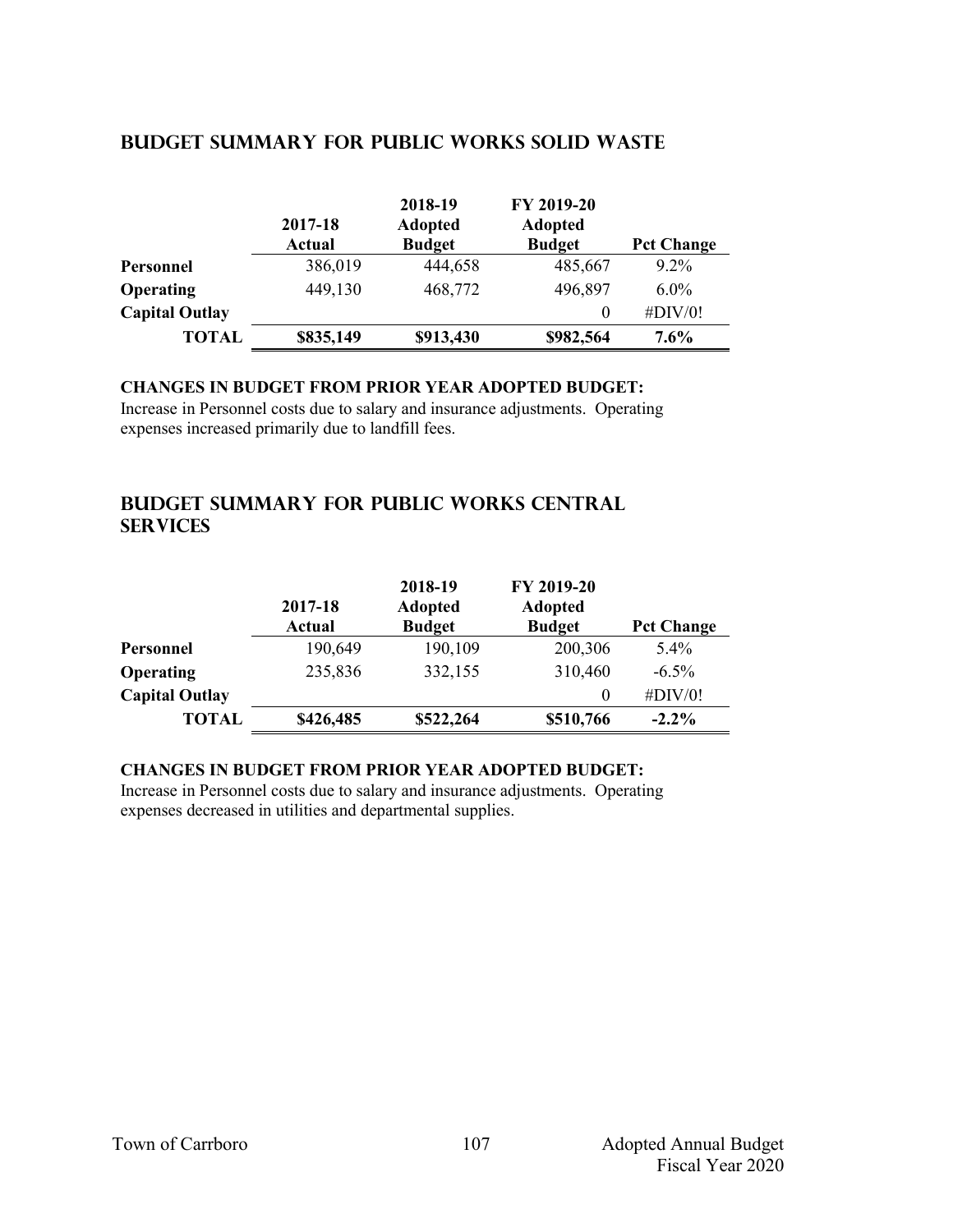## Budget Summary for Public Works Solid Waste

| | 2017-18 Actual | 2018-19 Adopted Budget | FY 2019-20 Adopted Budget | Pct Change |
|---|---|---|---|---|
| **Personnel** | 386,019 | 444,658 | 485,667 | 9.2% |
| **Operating** | 449,130 | 468,772 | 496,897 | 6.0% |
| **Capital Outlay** | | | 0 | #DIV/0! |
| **TOTAL** | **$835,149** | **$913,430** | **$982,564** | **7.6%** |

**CHANGES IN BUDGET FROM PRIOR YEAR ADOPTED BUDGET:**

Increase in Personnel costs due to salary and insurance adjustments. Operating expenses increased primarily due to landfill fees.

## Budget Summary for Public Works Central Services

| | 2017-18 Actual | 2018-19 Adopted Budget | FY 2019-20 Adopted Budget | Pct Change |
|---|---|---|---|---|
| **Personnel** | 190,649 | 190,109 | 200,306 | 5.4% |
| **Operating** | 235,836 | 332,155 | 310,460 | -6.5% |
| **Capital Outlay** | | | 0 | #DIV/0! |
| **TOTAL** | **$426,485** | **$522,264** | **$510,766** | **-2.2%** |

**CHANGES IN BUDGET FROM PRIOR YEAR ADOPTED BUDGET:**

Increase in Personnel costs due to salary and insurance adjustments. Operating expenses decreased in utilities and departmental supplies.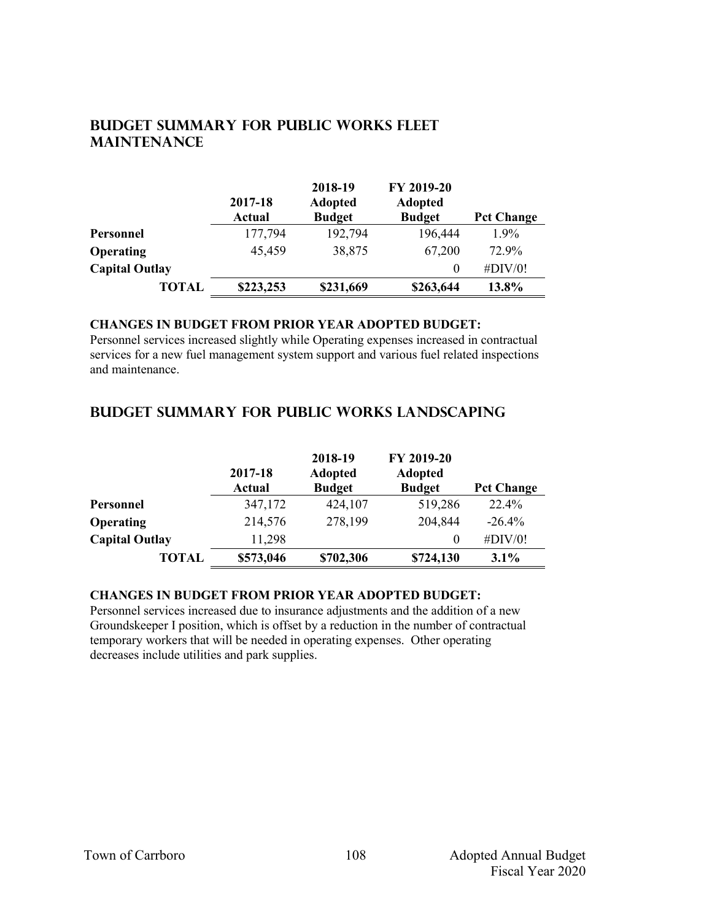## BUDGET SUMMARY FOR PUBLIC WORKS FLEET MAINTENANCE

| | 2017-18 Actual | 2018-19 Adopted Budget | FY 2019-20 Adopted Budget | Pct Change |
|---|---|---|---|---|
| **Personnel** | 177,794 | 192,794 | 196,444 | 1.9% |
| **Operating** | 45,459 | 38,875 | 67,200 | 72.9% |
| **Capital Outlay** | | | 0 | #DIV/0! |
| **TOTAL** | **$223,253** | **$231,669** | **$263,644** | **13.8%** |

**CHANGES IN BUDGET FROM PRIOR YEAR ADOPTED BUDGET:**
Personnel services increased slightly while Operating expenses increased in contractual services for a new fuel management system support and various fuel related inspections and maintenance.

## BUDGET SUMMARY FOR PUBLIC WORKS LANDSCAPING

| | 2017-18 Actual | 2018-19 Adopted Budget | FY 2019-20 Adopted Budget | Pct Change |
|---|---|---|---|---|
| **Personnel** | 347,172 | 424,107 | 519,286 | 22.4% |
| **Operating** | 214,576 | 278,199 | 204,844 | -26.4% |
| **Capital Outlay** | 11,298 | | 0 | #DIV/0! |
| **TOTAL** | **$573,046** | **$702,306** | **$724,130** | **3.1%** |

**CHANGES IN BUDGET FROM PRIOR YEAR ADOPTED BUDGET:**
Personnel services increased due to insurance adjustments and the addition of a new Groundskeeper I position, which is offset by a reduction in the number of contractual temporary workers that will be needed in operating expenses. Other operating decreases include utilities and park supplies.